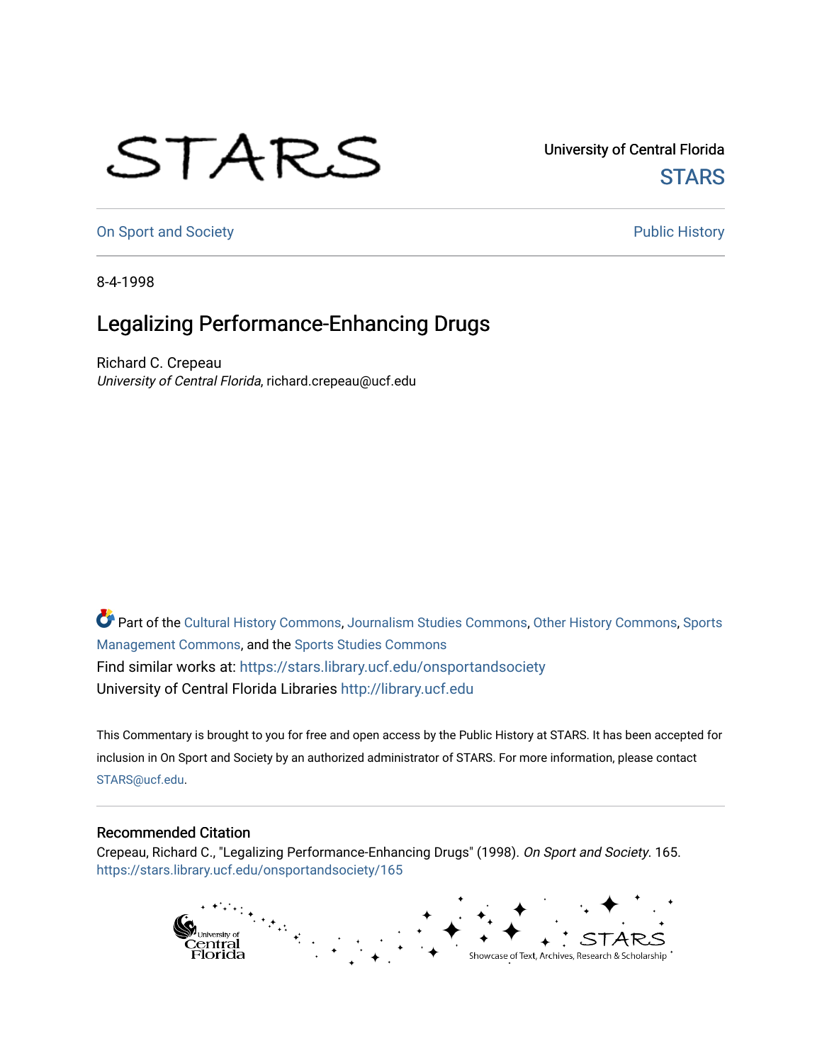University of Central Florida

STARS

On Sport and Society

Public History

8-4-1998

# Legalizing Performance-Enhancing Drugs

Richard C. Crepeau
*University of Central Florida*, richard.crepeau@ucf.edu

Part of the Cultural History Commons, Journalism Studies Commons, Other History Commons, Sports Management Commons, and the Sports Studies Commons

Find similar works at: https://stars.library.ucf.edu/onsportandsociety

University of Central Florida Libraries http://library.ucf.edu

This Commentary is brought to you for free and open access by the Public History at STARS. It has been accepted for inclusion in On Sport and Society by an authorized administrator of STARS. For more information, please contact STARS@ucf.edu.

## Recommended Citation

Crepeau, Richard C., "Legalizing Performance-Enhancing Drugs" (1998). *On Sport and Society*. 165.
https://stars.library.ucf.edu/onsportandsociety/165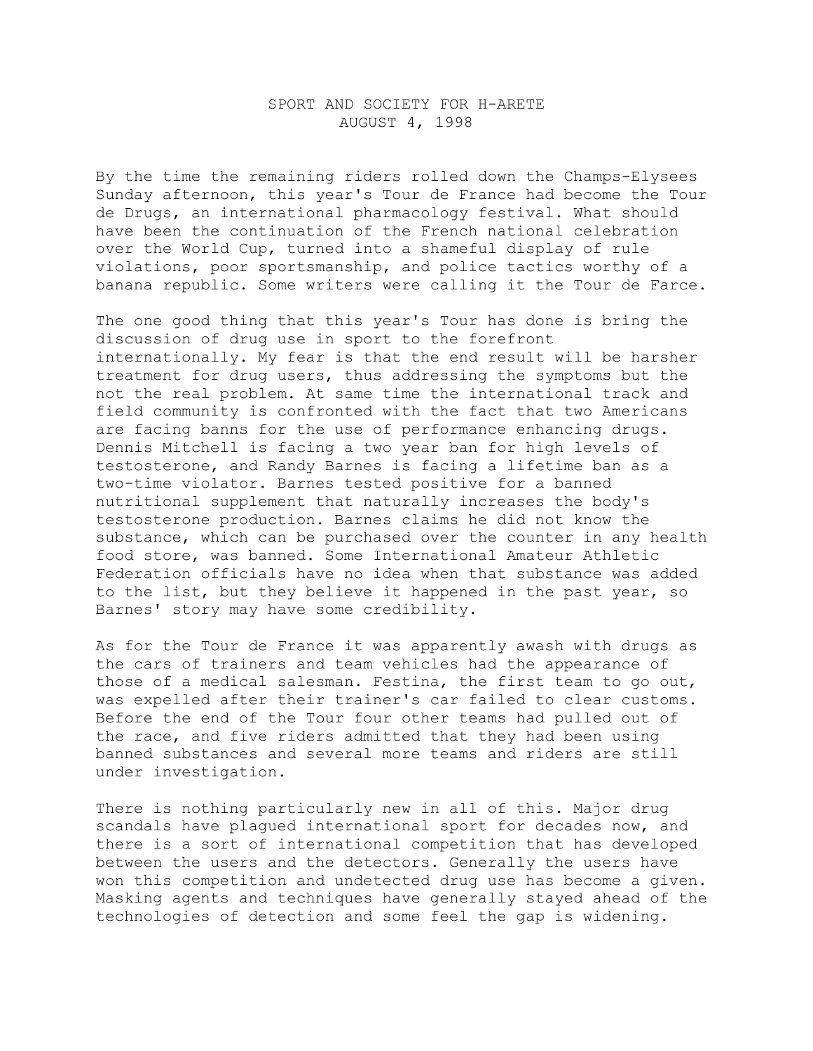SPORT AND SOCIETY FOR H-ARETE
AUGUST 4, 1998

By the time the remaining riders rolled down the Champs-Elysees Sunday afternoon, this year's Tour de France had become the Tour de Drugs, an international pharmacology festival. What should have been the continuation of the French national celebration over the World Cup, turned into a shameful display of rule violations, poor sportsmanship, and police tactics worthy of a banana republic. Some writers were calling it the Tour de Farce.

The one good thing that this year's Tour has done is bring the discussion of drug use in sport to the forefront internationally. My fear is that the end result will be harsher treatment for drug users, thus addressing the symptoms but the not the real problem. At same time the international track and field community is confronted with the fact that two Americans are facing banns for the use of performance enhancing drugs. Dennis Mitchell is facing a two year ban for high levels of testosterone, and Randy Barnes is facing a lifetime ban as a two-time violator. Barnes tested positive for a banned nutritional supplement that naturally increases the body's testosterone production. Barnes claims he did not know the substance, which can be purchased over the counter in any health food store, was banned. Some International Amateur Athletic Federation officials have no idea when that substance was added to the list, but they believe it happened in the past year, so Barnes' story may have some credibility.

As for the Tour de France it was apparently awash with drugs as the cars of trainers and team vehicles had the appearance of those of a medical salesman. Festina, the first team to go out, was expelled after their trainer's car failed to clear customs. Before the end of the Tour four other teams had pulled out of the race, and five riders admitted that they had been using banned substances and several more teams and riders are still under investigation.

There is nothing particularly new in all of this. Major drug scandals have plagued international sport for decades now, and there is a sort of international competition that has developed between the users and the detectors. Generally the users have won this competition and undetected drug use has become a given. Masking agents and techniques have generally stayed ahead of the technologies of detection and some feel the gap is widening.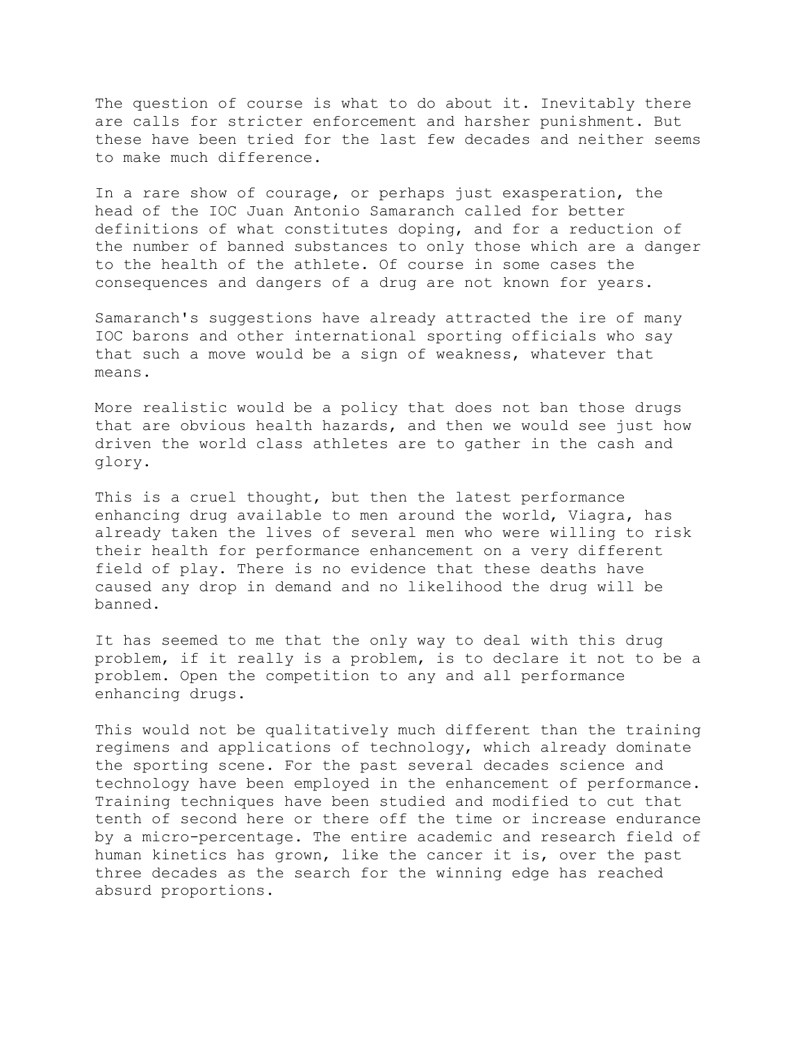The question of course is what to do about it. Inevitably there are calls for stricter enforcement and harsher punishment. But these have been tried for the last few decades and neither seems to make much difference.

In a rare show of courage, or perhaps just exasperation, the head of the IOC Juan Antonio Samaranch called for better definitions of what constitutes doping, and for a reduction of the number of banned substances to only those which are a danger to the health of the athlete. Of course in some cases the consequences and dangers of a drug are not known for years.

Samaranch's suggestions have already attracted the ire of many IOC barons and other international sporting officials who say that such a move would be a sign of weakness, whatever that means.

More realistic would be a policy that does not ban those drugs that are obvious health hazards, and then we would see just how driven the world class athletes are to gather in the cash and glory.

This is a cruel thought, but then the latest performance enhancing drug available to men around the world, Viagra, has already taken the lives of several men who were willing to risk their health for performance enhancement on a very different field of play. There is no evidence that these deaths have caused any drop in demand and no likelihood the drug will be banned.

It has seemed to me that the only way to deal with this drug problem, if it really is a problem, is to declare it not to be a problem. Open the competition to any and all performance enhancing drugs.

This would not be qualitatively much different than the training regimens and applications of technology, which already dominate the sporting scene. For the past several decades science and technology have been employed in the enhancement of performance. Training techniques have been studied and modified to cut that tenth of second here or there off the time or increase endurance by a micro-percentage. The entire academic and research field of human kinetics has grown, like the cancer it is, over the past three decades as the search for the winning edge has reached absurd proportions.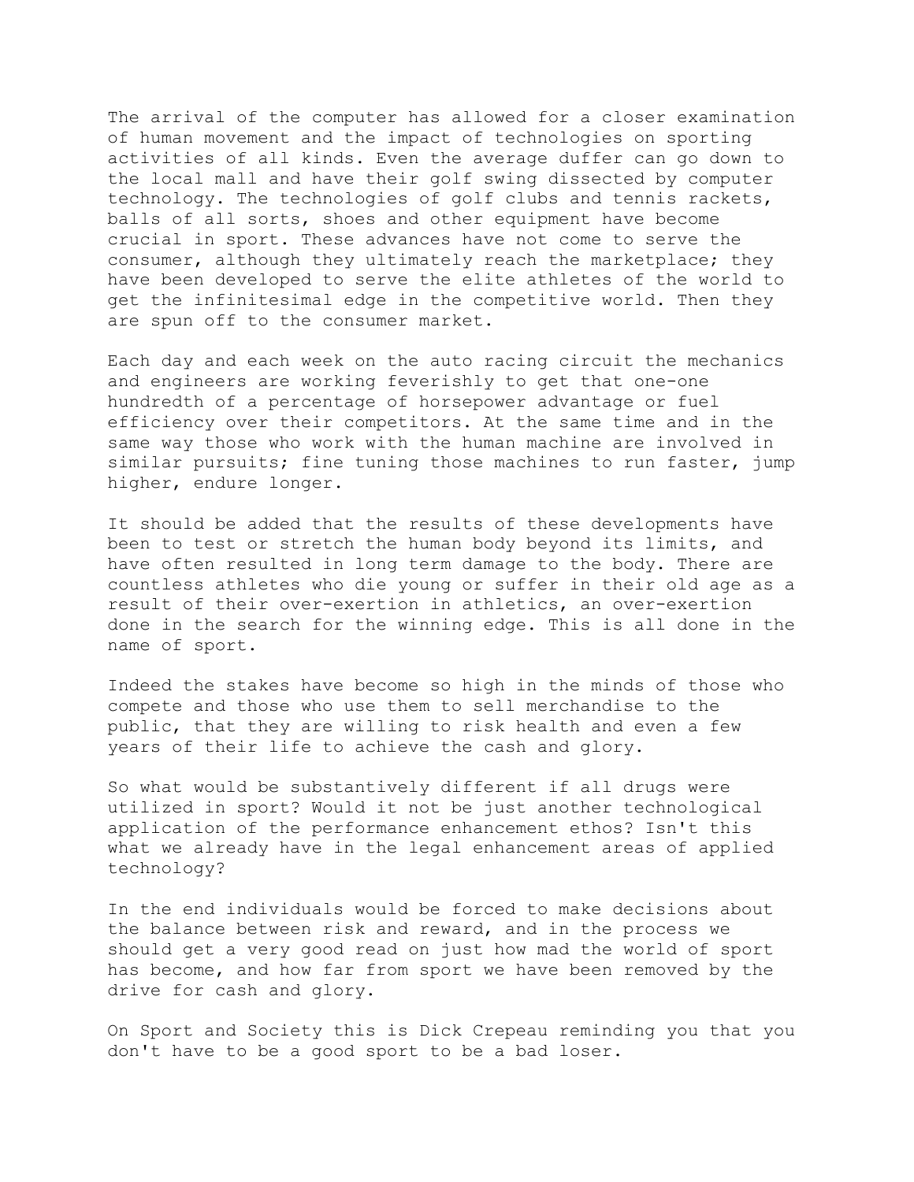The arrival of the computer has allowed for a closer examination of human movement and the impact of technologies on sporting activities of all kinds. Even the average duffer can go down to the local mall and have their golf swing dissected by computer technology. The technologies of golf clubs and tennis rackets, balls of all sorts, shoes and other equipment have become crucial in sport. These advances have not come to serve the consumer, although they ultimately reach the marketplace; they have been developed to serve the elite athletes of the world to get the infinitesimal edge in the competitive world. Then they are spun off to the consumer market.

Each day and each week on the auto racing circuit the mechanics and engineers are working feverishly to get that one-one hundredth of a percentage of horsepower advantage or fuel efficiency over their competitors. At the same time and in the same way those who work with the human machine are involved in similar pursuits; fine tuning those machines to run faster, jump higher, endure longer.

It should be added that the results of these developments have been to test or stretch the human body beyond its limits, and have often resulted in long term damage to the body. There are countless athletes who die young or suffer in their old age as a result of their over-exertion in athletics, an over-exertion done in the search for the winning edge. This is all done in the name of sport.

Indeed the stakes have become so high in the minds of those who compete and those who use them to sell merchandise to the public, that they are willing to risk health and even a few years of their life to achieve the cash and glory.

So what would be substantively different if all drugs were utilized in sport? Would it not be just another technological application of the performance enhancement ethos? Isn't this what we already have in the legal enhancement areas of applied technology?

In the end individuals would be forced to make decisions about the balance between risk and reward, and in the process we should get a very good read on just how mad the world of sport has become, and how far from sport we have been removed by the drive for cash and glory.

On Sport and Society this is Dick Crepeau reminding you that you don't have to be a good sport to be a bad loser.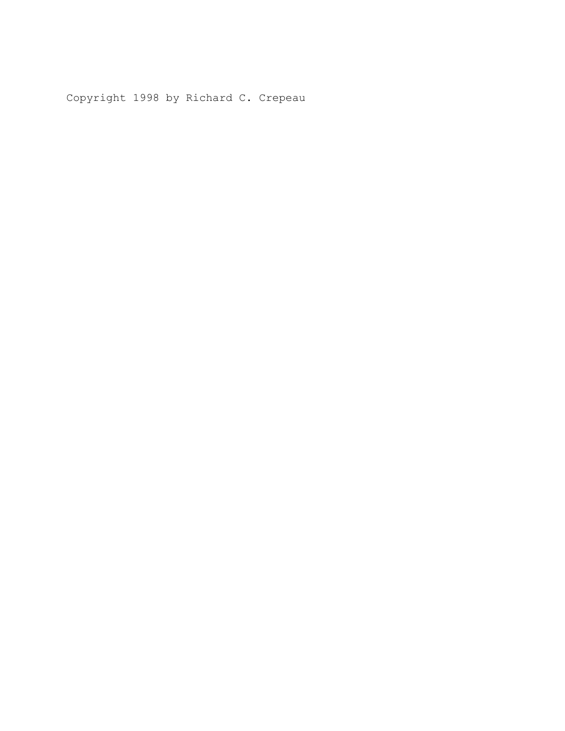Copyright 1998 by Richard C. Crepeau